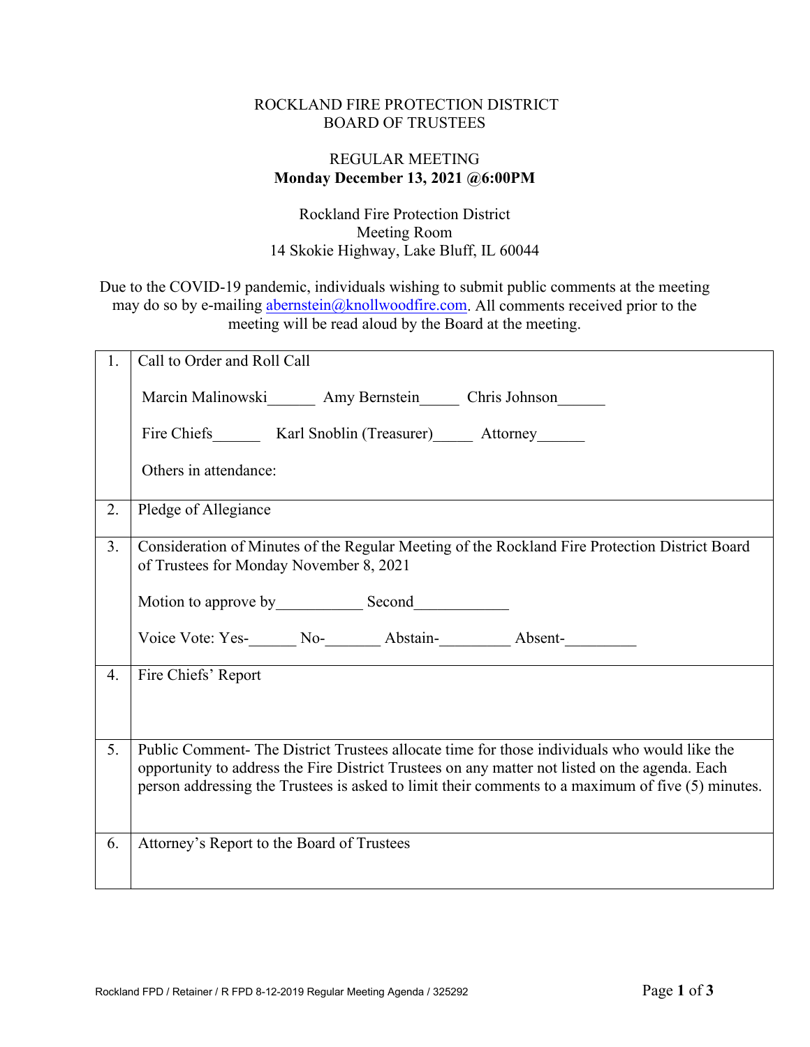ROCKLAND FIRE PROTECTION DISTRICT
BOARD OF TRUSTEES

REGULAR MEETING
**Monday December 13, 2021 @6:00PM**

Rockland Fire Protection District
Meeting Room
14 Skokie Highway, Lake Bluff, IL 60044

Due to the COVID-19 pandemic, individuals wishing to submit public comments at the meeting may do so by e-mailing abernstein@knollwoodfire.com. All comments received prior to the meeting will be read aloud by the Board at the meeting.

| | |
|---|---|
| 1. | Call to Order and Roll Call<br><br>Marcin Malinowski______ Amy Bernstein_____ Chris Johnson______<br><br>Fire Chiefs______ Karl Snoblin (Treasurer)_____ Attorney______<br><br>Others in attendance: |
| 2. | Pledge of Allegiance |
| 3. | Consideration of Minutes of the Regular Meeting of the Rockland Fire Protection District Board of Trustees for Monday November 8, 2021<br><br>Motion to approve by___________ Second____________<br><br>Voice Vote: Yes-______ No-_______ Abstain-_________ Absent-_________ |
| 4. | Fire Chiefs' Report |
| 5. | Public Comment- The District Trustees allocate time for those individuals who would like the opportunity to address the Fire District Trustees on any matter not listed on the agenda. Each person addressing the Trustees is asked to limit their comments to a maximum of five (5) minutes. |
| 6. | Attorney's Report to the Board of Trustees |

Rockland FPD / Retainer / R FPD 8-12-2019 Regular Meeting Agenda / 325292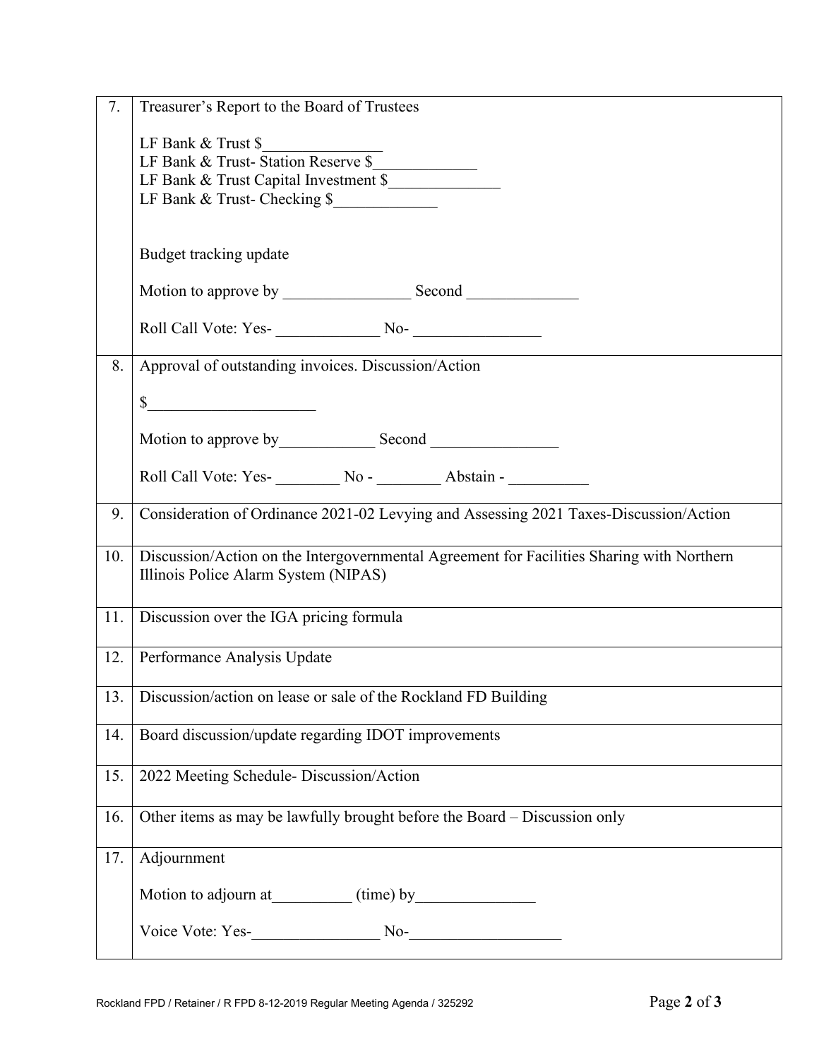| | |
|---|---|
| 7. | Treasurer's Report to the Board of Trustees<br><br>LF Bank & Trust $_______________<br>LF Bank & Trust- Station Reserve $_____________<br>LF Bank & Trust Capital Investment $______________<br>LF Bank & Trust- Checking $_____________<br><br>Budget tracking update<br><br>Motion to approve by ________________ Second ______________<br><br>Roll Call Vote: Yes- _____________ No- ________________ |
| 8. | Approval of outstanding invoices. Discussion/Action<br><br>$_____________________<br><br>Motion to approve by____________ Second ________________<br><br>Roll Call Vote: Yes- ________ No - ________ Abstain - __________ |
| 9. | Consideration of Ordinance 2021-02 Levying and Assessing 2021 Taxes-Discussion/Action |
| 10. | Discussion/Action on the Intergovernmental Agreement for Facilities Sharing with Northern Illinois Police Alarm System (NIPAS) |
| 11. | Discussion over the IGA pricing formula |
| 12. | Performance Analysis Update |
| 13. | Discussion/action on lease or sale of the Rockland FD Building |
| 14. | Board discussion/update regarding IDOT improvements |
| 15. | 2022 Meeting Schedule- Discussion/Action |
| 16. | Other items as may be lawfully brought before the Board – Discussion only |
| 17. | Adjournment<br><br>Motion to adjourn at__________ (time) by_______________<br><br>Voice Vote: Yes-________________ No-___________________ |

Rockland FPD / Retainer / R FPD 8-12-2019 Regular Meeting Agenda / 325292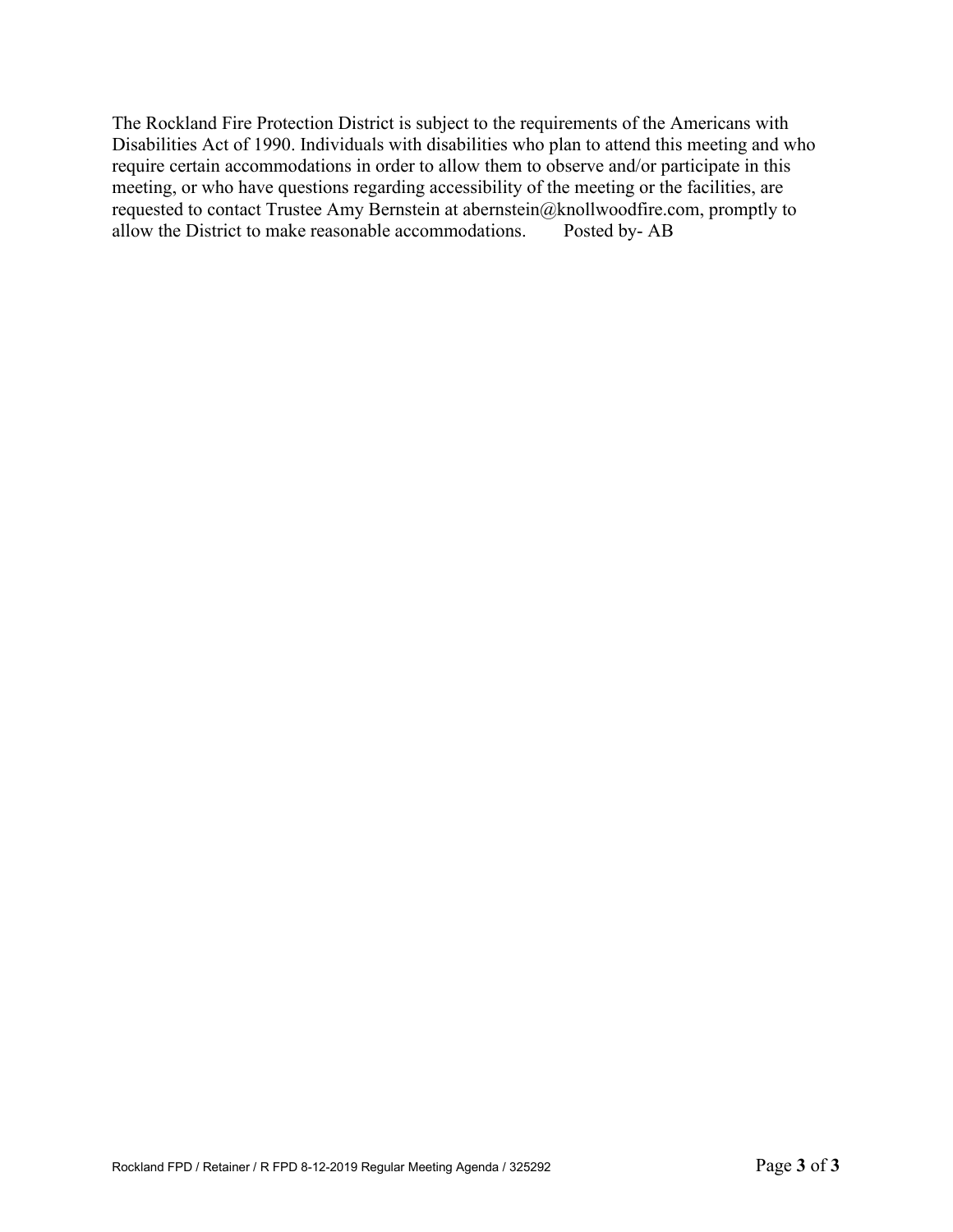The Rockland Fire Protection District is subject to the requirements of the Americans with Disabilities Act of 1990. Individuals with disabilities who plan to attend this meeting and who require certain accommodations in order to allow them to observe and/or participate in this meeting, or who have questions regarding accessibility of the meeting or the facilities, are requested to contact Trustee Amy Bernstein at abernstein@knollwoodfire.com, promptly to allow the District to make reasonable accommodations. Posted by- AB